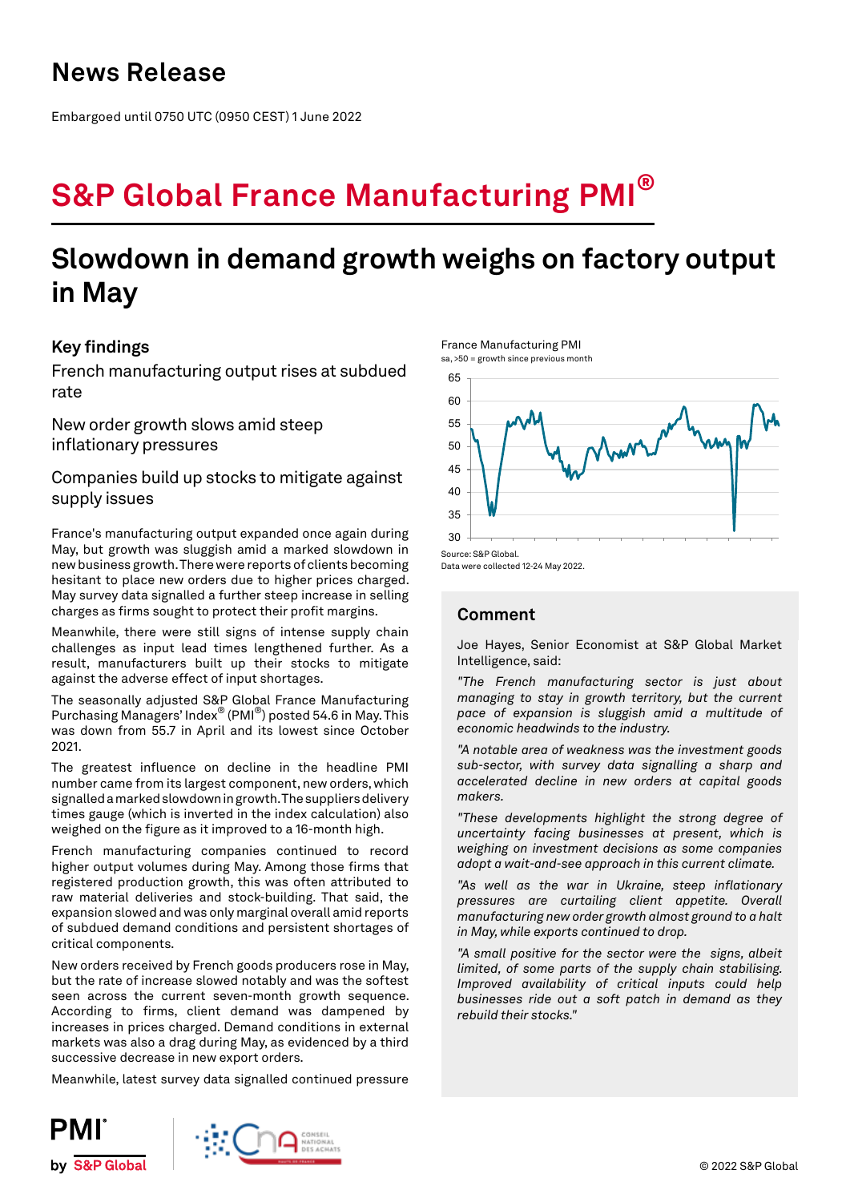# News Release

Embargoed until 0750 UTC (0950 CEST) 1 June 2022

# S&P Global France Manufacturing PMI®

## Slowdown in demand growth weighs on factory output in May

### Key findings

French manufacturing output rises at subdued rate

New order growth slows amid steep inflationary pressures

Companies build up stocks to mitigate against supply issues

France's manufacturing output expanded once again during May, but growth was sluggish amid a marked slowdown in new business growth. There were reports of clients becoming hesitant to place new orders due to higher prices charged. May survey data signalled a further steep increase in selling charges as firms sought to protect their profit margins.

Meanwhile, there were still signs of intense supply chain challenges as input lead times lengthened further. As a result, manufacturers built up their stocks to mitigate against the adverse effect of input shortages.

The seasonally adjusted S&P Global France Manufacturing Purchasing Managers' Index® (PMI®) posted 54.6 in May. This was down from 55.7 in April and its lowest since October 2021.

The greatest influence on decline in the headline PMI number came from its largest component, new orders, which signalled a marked slowdown in growth. The suppliers delivery times gauge (which is inverted in the index calculation) also weighed on the figure as it improved to a 16-month high.

French manufacturing companies continued to record higher output volumes during May. Among those firms that registered production growth, this was often attributed to raw material deliveries and stock-building. That said, the expansion slowed and was only marginal overall amid reports of subdued demand conditions and persistent shortages of critical components.

New orders received by French goods producers rose in May, but the rate of increase slowed notably and was the softest seen across the current seven-month growth sequence. According to firms, client demand was dampened by increases in prices charged. Demand conditions in external markets was also a drag during May, as evidenced by a third successive decrease in new export orders.

Meanwhile, latest survey data signalled continued pressure

France Manufacturing PMI
sa, >50 = growth since previous month

Source: S&P Global.
Data were collected 12-24 May 2022.

### Comment

Joe Hayes, Senior Economist at S&P Global Market Intelligence, said:

*"The French manufacturing sector is just about managing to stay in growth territory, but the current pace of expansion is sluggish amid a multitude of economic headwinds to the industry.*

*"A notable area of weakness was the investment goods sub-sector, with survey data signalling a sharp and accelerated decline in new orders at capital goods makers.*

*"These developments highlight the strong degree of uncertainty facing businesses at present, which is weighing on investment decisions as some companies adopt a wait-and-see approach in this current climate.*

*"As well as the war in Ukraine, steep inflationary pressures are curtailing client appetite. Overall manufacturing new order growth almost ground to a halt in May, while exports continued to drop.*

*"A small positive for the sector were the signs, albeit limited, of some parts of the supply chain stabilising. Improved availability of critical inputs could help businesses ride out a soft patch in demand as they rebuild their stocks."*

© 2022 S&P Global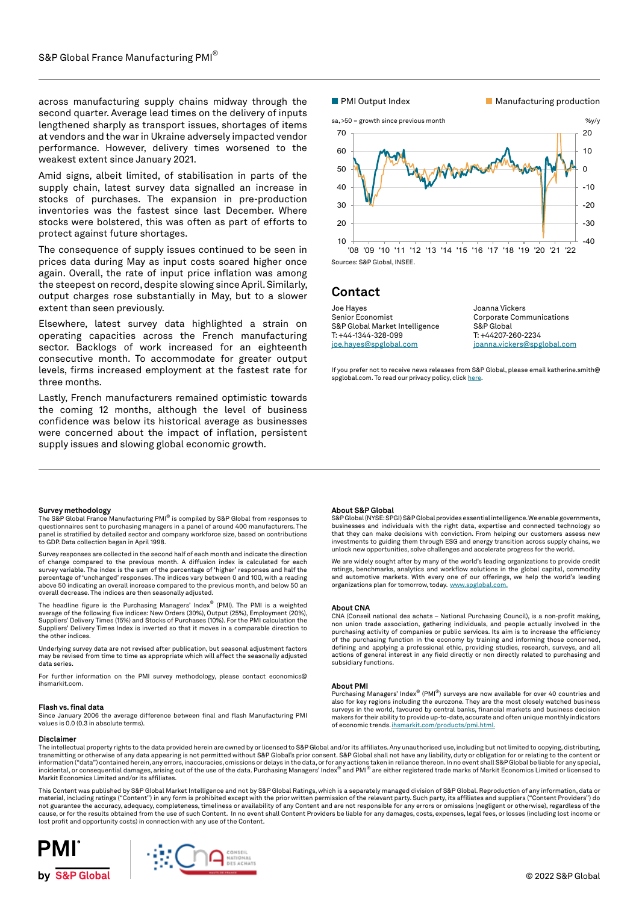across manufacturing supply chains midway through the second quarter. Average lead times on the delivery of inputs lengthened sharply as transport issues, shortages of items at vendors and the war in Ukraine adversely impacted vendor performance. However, delivery times worsened to the weakest extent since January 2021.

Amid signs, albeit limited, of stabilisation in parts of the supply chain, latest survey data signalled an increase in stocks of purchases. The expansion in pre-production inventories was the fastest since last December. Where stocks were bolstered, this was often as part of efforts to protect against future shortages.

The consequence of supply issues continued to be seen in prices data during May as input costs soared higher once again. Overall, the rate of input price inflation was among the steepest on record, despite slowing since April. Similarly, output charges rose substantially in May, but to a slower extent than seen previously.

Elsewhere, latest survey data highlighted a strain on operating capacities across the French manufacturing sector. Backlogs of work increased for an eighteenth consecutive month. To accommodate for greater output levels, firms increased employment at the fastest rate for three months.

Lastly, French manufacturers remained optimistic towards the coming 12 months, although the level of business confidence was below its historical average as businesses were concerned about the impact of inflation, persistent supply issues and slowing global economic growth.

PMI Output Index
Manufacturing production
sa, >50 = growth since previous month
%y/y
70 60 50 40 30 20 10
20 10 0 -10 -20 -30 -40
'08 '09 '10 '11 '12 '13 '14 '15 '16 '17 '18 '19 '20 '21 '22
Sources: S&P Global, INSEE.

## Contact

Joe Hayes
Senior Economist
S&P Global Market Intelligence
T: +44-1344-328-099
joe.hayes@spglobal.com

Joanna Vickers
Corporate Communications
S&P Global
T: +44207-260-2234
joanna.vickers@spglobal.com

If you prefer not to receive news releases from S&P Global, please email katherine.smith@spglobal.com. To read our privacy policy, click here.

**Survey methodology**
The S&P Global France Manufacturing PMI® is compiled by S&P Global from responses to questionnaires sent to purchasing managers in a panel of around 400 manufacturers. The panel is stratified by detailed sector and company workforce size, based on contributions to GDP. Data collection began in April 1998.

Survey responses are collected in the second half of each month and indicate the direction of change compared to the previous month. A diffusion index is calculated for each survey variable. The index is the sum of the percentage of 'higher' responses and half the percentage of 'unchanged' responses. The indices vary between 0 and 100, with a reading above 50 indicating an overall increase compared to the previous month, and below 50 an overall decrease. The indices are then seasonally adjusted.

The headline figure is the Purchasing Managers' Index® (PMI). The PMI is a weighted average of the following five indices: New Orders (30%), Output (25%), Employment (20%), Suppliers' Delivery Times (15%) and Stocks of Purchases (10%). For the PMI calculation the Suppliers' Delivery Times Index is inverted so that it moves in a comparable direction to the other indices.

Underlying survey data are not revised after publication, but seasonal adjustment factors may be revised from time to time as appropriate which will affect the seasonally adjusted data series.

For further information on the PMI survey methodology, please contact economics@ihsmarkit.com.

**Flash vs. final data**
Since January 2006 the average difference between final and flash Manufacturing PMI values is 0.0 (0.3 in absolute terms).

**About S&P Global**
S&P Global (NYSE: SPGI) S&P Global provides essential intelligence. We enable governments, businesses and individuals with the right data, expertise and connected technology so that they can make decisions with conviction. From helping our customers assess new investments to guiding them through ESG and energy transition across supply chains, we unlock new opportunities, solve challenges and accelerate progress for the world.

We are widely sought after by many of the world's leading organizations to provide credit ratings, benchmarks, analytics and workflow solutions in the global capital, commodity and automotive markets. With every one of our offerings, we help the world's leading organizations plan for tomorrow, today. www.spglobal.com.

**About CNA**
CNA (Conseil national des achats – National Purchasing Council), is a non-profit making, non union trade association, gathering individuals, and people actually involved in the purchasing activity of companies or public services. Its aim is to increase the efficiency of the purchasing function in the economy by training and informing those concerned, defining and applying a professional ethic, providing studies, research, surveys, and all actions of general interest in any field directly or non directly related to purchasing and subsidiary functions.

**About PMI**
Purchasing Managers' Index® (PMI®) surveys are now available for over 40 countries and also for key regions including the eurozone. They are the most closely watched business surveys in the world, favoured by central banks, financial markets and business decision makers for their ability to provide up-to-date, accurate and often unique monthly indicators of economic trends. ihsmarkit.com/products/pmi.html.

**Disclaimer**
The intellectual property rights to the data provided herein are owned by or licensed to S&P Global and/or its affiliates. Any unauthorised use, including but not limited to copying, distributing, transmitting or otherwise of any data appearing is not permitted without S&P Global's prior consent. S&P Global shall not have any liability, duty or obligation for or relating to the content or information ("data") contained herein, any errors, inaccuracies, omissions or delays in the data, or for any actions taken in reliance thereon. In no event shall S&P Global be liable for any special, incidental, or consequential damages, arising out of the use of the data. Purchasing Managers' Index® and PMI® are either registered trade marks of Markit Economics Limited or licensed to Markit Economics Limited and/or its affiliates.

This Content was published by S&P Global Market Intelligence and not by S&P Global Ratings, which is a separately managed division of S&P Global. Reproduction of any information, data or material, including ratings ("Content") in any form is prohibited except with the prior written permission of the relevant party. Such party, its affiliates and suppliers ("Content Providers") do not guarantee the accuracy, adequacy, completeness, timeliness or availability of any Content and are not responsible for any errors or omissions (negligent or otherwise), regardless of the cause, or for the results obtained from the use of such Content. In no event shall Content Providers be liable for any damages, costs, expenses, legal fees, or losses (including lost income or lost profit and opportunity costs) in connection with any use of the Content.

© 2022 S&P Global